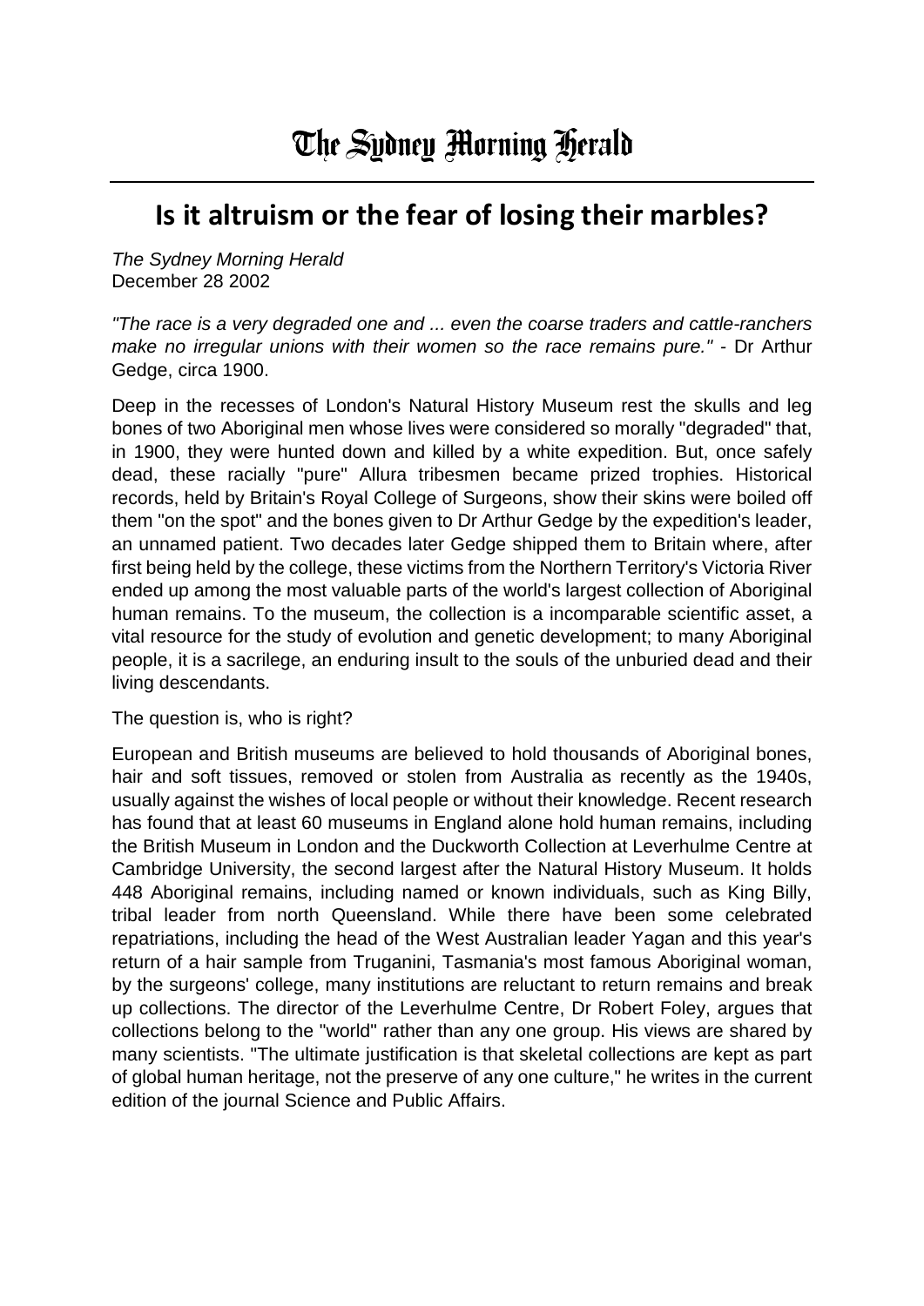# The Sydney Morning Herald

## Is it altruism or the fear of losing their marbles?

*The Sydney Morning Herald*
December 28 2002

*"The race is a very degraded one and ... even the coarse traders and cattle-ranchers make no irregular unions with their women so the race remains pure."* - Dr Arthur Gedge, circa 1900.

Deep in the recesses of London's Natural History Museum rest the skulls and leg bones of two Aboriginal men whose lives were considered so morally "degraded" that, in 1900, they were hunted down and killed by a white expedition. But, once safely dead, these racially "pure" Allura tribesmen became prized trophies. Historical records, held by Britain's Royal College of Surgeons, show their skins were boiled off them "on the spot" and the bones given to Dr Arthur Gedge by the expedition's leader, an unnamed patient. Two decades later Gedge shipped them to Britain where, after first being held by the college, these victims from the Northern Territory's Victoria River ended up among the most valuable parts of the world's largest collection of Aboriginal human remains. To the museum, the collection is a incomparable scientific asset, a vital resource for the study of evolution and genetic development; to many Aboriginal people, it is a sacrilege, an enduring insult to the souls of the unburied dead and their living descendants.

The question is, who is right?

European and British museums are believed to hold thousands of Aboriginal bones, hair and soft tissues, removed or stolen from Australia as recently as the 1940s, usually against the wishes of local people or without their knowledge. Recent research has found that at least 60 museums in England alone hold human remains, including the British Museum in London and the Duckworth Collection at Leverhulme Centre at Cambridge University, the second largest after the Natural History Museum. It holds 448 Aboriginal remains, including named or known individuals, such as King Billy, tribal leader from north Queensland. While there have been some celebrated repatriations, including the head of the West Australian leader Yagan and this year's return of a hair sample from Truganini, Tasmania's most famous Aboriginal woman, by the surgeons' college, many institutions are reluctant to return remains and break up collections. The director of the Leverhulme Centre, Dr Robert Foley, argues that collections belong to the "world" rather than any one group. His views are shared by many scientists. "The ultimate justification is that skeletal collections are kept as part of global human heritage, not the preserve of any one culture," he writes in the current edition of the journal Science and Public Affairs.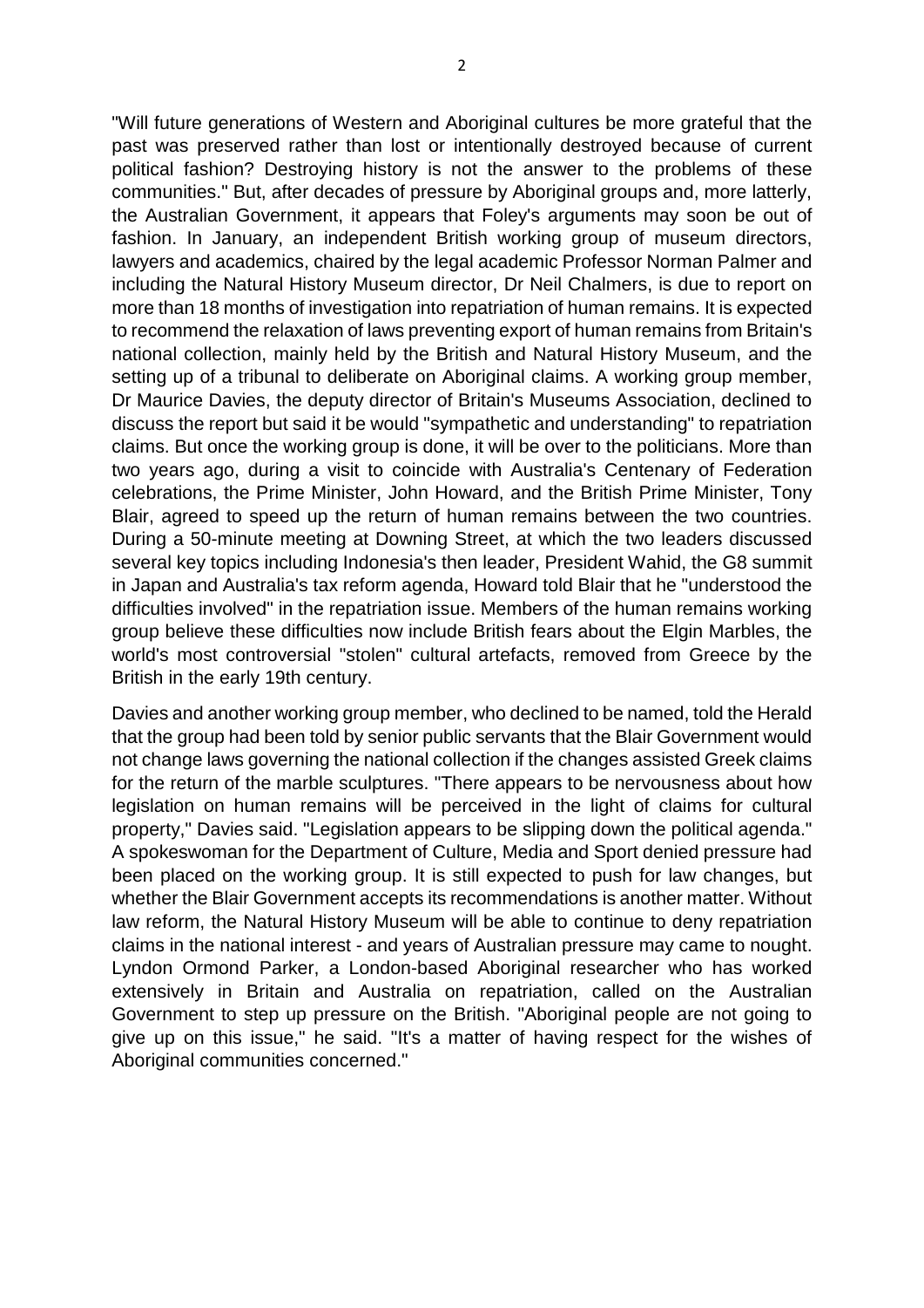"Will future generations of Western and Aboriginal cultures be more grateful that the past was preserved rather than lost or intentionally destroyed because of current political fashion? Destroying history is not the answer to the problems of these communities." But, after decades of pressure by Aboriginal groups and, more latterly, the Australian Government, it appears that Foley's arguments may soon be out of fashion. In January, an independent British working group of museum directors, lawyers and academics, chaired by the legal academic Professor Norman Palmer and including the Natural History Museum director, Dr Neil Chalmers, is due to report on more than 18 months of investigation into repatriation of human remains. It is expected to recommend the relaxation of laws preventing export of human remains from Britain's national collection, mainly held by the British and Natural History Museum, and the setting up of a tribunal to deliberate on Aboriginal claims. A working group member, Dr Maurice Davies, the deputy director of Britain's Museums Association, declined to discuss the report but said it be would "sympathetic and understanding" to repatriation claims. But once the working group is done, it will be over to the politicians. More than two years ago, during a visit to coincide with Australia's Centenary of Federation celebrations, the Prime Minister, John Howard, and the British Prime Minister, Tony Blair, agreed to speed up the return of human remains between the two countries. During a 50-minute meeting at Downing Street, at which the two leaders discussed several key topics including Indonesia's then leader, President Wahid, the G8 summit in Japan and Australia's tax reform agenda, Howard told Blair that he "understood the difficulties involved" in the repatriation issue. Members of the human remains working group believe these difficulties now include British fears about the Elgin Marbles, the world's most controversial "stolen" cultural artefacts, removed from Greece by the British in the early 19th century.

Davies and another working group member, who declined to be named, told the Herald that the group had been told by senior public servants that the Blair Government would not change laws governing the national collection if the changes assisted Greek claims for the return of the marble sculptures. "There appears to be nervousness about how legislation on human remains will be perceived in the light of claims for cultural property," Davies said. "Legislation appears to be slipping down the political agenda." A spokeswoman for the Department of Culture, Media and Sport denied pressure had been placed on the working group. It is still expected to push for law changes, but whether the Blair Government accepts its recommendations is another matter. Without law reform, the Natural History Museum will be able to continue to deny repatriation claims in the national interest - and years of Australian pressure may came to nought. Lyndon Ormond Parker, a London-based Aboriginal researcher who has worked extensively in Britain and Australia on repatriation, called on the Australian Government to step up pressure on the British. "Aboriginal people are not going to give up on this issue," he said. "It's a matter of having respect for the wishes of Aboriginal communities concerned."